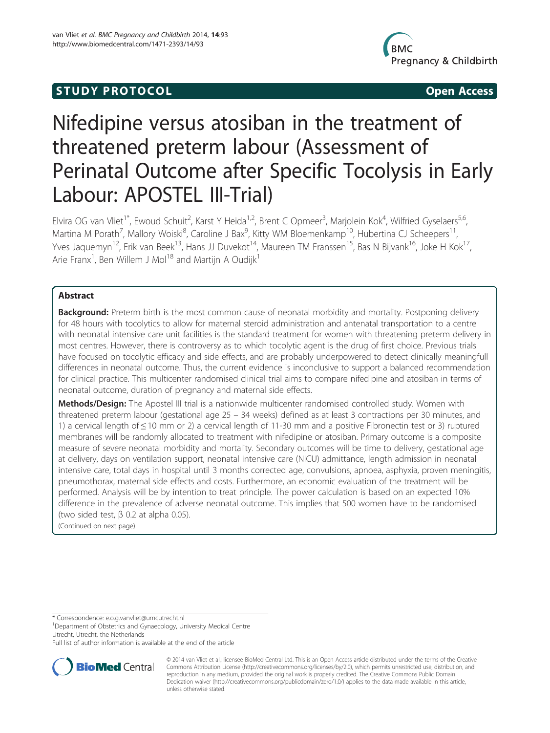STUDY PROTOCOL **Open Access**

# Nifedipine versus atosiban in the treatment of threatened preterm labour (Assessment of Perinatal Outcome after Specific Tocolysis in Early Labour: APOSTEL III-Trial)

Elvira OG van Vliet[1*], Ewoud Schuit[2], Karst Y Heida[1,2], Brent C Opmeer[3], Marjolein Kok[4], Wilfried Gyselaers[5,6], Martina M Porath[7], Mallory Woiski[8], Caroline J Bax[9], Kitty WM Bloemenkamp[10], Hubertina CJ Scheepers[11], Yves Jaquemyn[12], Erik van Beek[13], Hans JJ Duvekot[14], Maureen TM Franssen[15], Bas N Bijvank[16], Joke H Kok[17], Arie Franx[1], Ben Willem J Mol[18] and Martijn A Oudijk[1]

## Abstract

**Background:** Preterm birth is the most common cause of neonatal morbidity and mortality. Postponing delivery for 48 hours with tocolytics to allow for maternal steroid administration and antenatal transportation to a centre with neonatal intensive care unit facilities is the standard treatment for women with threatening preterm delivery in most centres. However, there is controversy as to which tocolytic agent is the drug of first choice. Previous trials have focused on tocolytic efficacy and side effects, and are probably underpowered to detect clinically meaningfull differences in neonatal outcome. Thus, the current evidence is inconclusive to support a balanced recommendation for clinical practice. This multicenter randomised clinical trial aims to compare nifedipine and atosiban in terms of neonatal outcome, duration of pregnancy and maternal side effects.

**Methods/Design:** The Apostel III trial is a nationwide multicenter randomised controlled study. Women with threatened preterm labour (gestational age 25 – 34 weeks) defined as at least 3 contractions per 30 minutes, and 1) a cervical length of ≤ 10 mm or 2) a cervical length of 11-30 mm and a positive Fibronectin test or 3) ruptured membranes will be randomly allocated to treatment with nifedipine or atosiban. Primary outcome is a composite measure of severe neonatal morbidity and mortality. Secondary outcomes will be time to delivery, gestational age at delivery, days on ventilation support, neonatal intensive care (NICU) admittance, length admission in neonatal intensive care, total days in hospital until 3 months corrected age, convulsions, apnoea, asphyxia, proven meningitis, pneumothorax, maternal side effects and costs. Furthermore, an economic evaluation of the treatment will be performed. Analysis will be by intention to treat principle. The power calculation is based on an expected 10% difference in the prevalence of adverse neonatal outcome. This implies that 500 women have to be randomised (two sided test, β 0.2 at alpha 0.05).

(Continued on next page)

\* Correspondence: e.o.g.vanvliet@umcutrecht.nl

[1]Department of Obstetrics and Gynaecology, University Medical Centre Utrecht, Utrecht, the Netherlands

Full list of author information is available at the end of the article

© 2014 van Vliet et al.; licensee BioMed Central Ltd. This is an Open Access article distributed under the terms of the Creative Commons Attribution License (http://creativecommons.org/licenses/by/2.0), which permits unrestricted use, distribution, and reproduction in any medium, provided the original work is properly credited. The Creative Commons Public Domain Dedication waiver (http://creativecommons.org/publicdomain/zero/1.0/) applies to the data made available in this article, unless otherwise stated.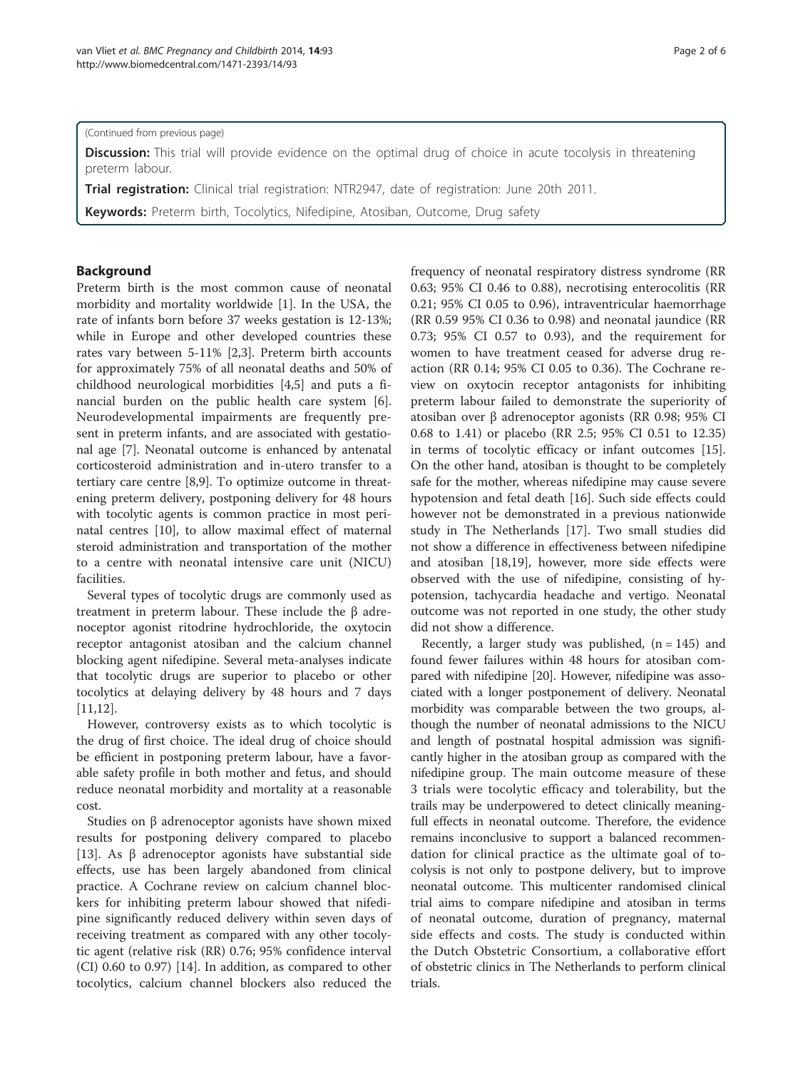(Continued from previous page)

**Discussion:** This trial will provide evidence on the optimal drug of choice in acute tocolysis in threatening preterm labour.

**Trial registration:** Clinical trial registration: NTR2947, date of registration: June 20th 2011.

**Keywords:** Preterm birth, Tocolytics, Nifedipine, Atosiban, Outcome, Drug safety

## Background

Preterm birth is the most common cause of neonatal morbidity and mortality worldwide [1]. In the USA, the rate of infants born before 37 weeks gestation is 12-13%; while in Europe and other developed countries these rates vary between 5-11% [2,3]. Preterm birth accounts for approximately 75% of all neonatal deaths and 50% of childhood neurological morbidities [4,5] and puts a financial burden on the public health care system [6]. Neurodevelopmental impairments are frequently present in preterm infants, and are associated with gestational age [7]. Neonatal outcome is enhanced by antenatal corticosteroid administration and in-utero transfer to a tertiary care centre [8,9]. To optimize outcome in threatening preterm delivery, postponing delivery for 48 hours with tocolytic agents is common practice in most perinatal centres [10], to allow maximal effect of maternal steroid administration and transportation of the mother to a centre with neonatal intensive care unit (NICU) facilities.

Several types of tocolytic drugs are commonly used as treatment in preterm labour. These include the β adrenoceptor agonist ritodrine hydrochloride, the oxytocin receptor antagonist atosiban and the calcium channel blocking agent nifedipine. Several meta-analyses indicate that tocolytic drugs are superior to placebo or other tocolytics at delaying delivery by 48 hours and 7 days [11,12].

However, controversy exists as to which tocolytic is the drug of first choice. The ideal drug of choice should be efficient in postponing preterm labour, have a favorable safety profile in both mother and fetus, and should reduce neonatal morbidity and mortality at a reasonable cost.

Studies on β adrenoceptor agonists have shown mixed results for postponing delivery compared to placebo [13]. As β adrenoceptor agonists have substantial side effects, use has been largely abandoned from clinical practice. A Cochrane review on calcium channel blockers for inhibiting preterm labour showed that nifedipine significantly reduced delivery within seven days of receiving treatment as compared with any other tocolytic agent (relative risk (RR) 0.76; 95% confidence interval (CI) 0.60 to 0.97) [14]. In addition, as compared to other tocolytics, calcium channel blockers also reduced the frequency of neonatal respiratory distress syndrome (RR 0.63; 95% CI 0.46 to 0.88), necrotising enterocolitis (RR 0.21; 95% CI 0.05 to 0.96), intraventricular haemorrhage (RR 0.59 95% CI 0.36 to 0.98) and neonatal jaundice (RR 0.73; 95% CI 0.57 to 0.93), and the requirement for women to have treatment ceased for adverse drug reaction (RR 0.14; 95% CI 0.05 to 0.36). The Cochrane review on oxytocin receptor antagonists for inhibiting preterm labour failed to demonstrate the superiority of atosiban over β adrenoceptor agonists (RR 0.98; 95% CI 0.68 to 1.41) or placebo (RR 2.5; 95% CI 0.51 to 12.35) in terms of tocolytic efficacy or infant outcomes [15]. On the other hand, atosiban is thought to be completely safe for the mother, whereas nifedipine may cause severe hypotension and fetal death [16]. Such side effects could however not be demonstrated in a previous nationwide study in The Netherlands [17]. Two small studies did not show a difference in effectiveness between nifedipine and atosiban [18,19], however, more side effects were observed with the use of nifedipine, consisting of hypotension, tachycardia headache and vertigo. Neonatal outcome was not reported in one study, the other study did not show a difference.

Recently, a larger study was published, (n = 145) and found fewer failures within 48 hours for atosiban compared with nifedipine [20]. However, nifedipine was associated with a longer postponement of delivery. Neonatal morbidity was comparable between the two groups, although the number of neonatal admissions to the NICU and length of postnatal hospital admission was significantly higher in the atosiban group as compared with the nifedipine group. The main outcome measure of these 3 trials were tocolytic efficacy and tolerability, but the trails may be underpowered to detect clinically meaningfull effects in neonatal outcome. Therefore, the evidence remains inconclusive to support a balanced recommendation for clinical practice as the ultimate goal of tocolysis is not only to postpone delivery, but to improve neonatal outcome. This multicenter randomised clinical trial aims to compare nifedipine and atosiban in terms of neonatal outcome, duration of pregnancy, maternal side effects and costs. The study is conducted within the Dutch Obstetric Consortium, a collaborative effort of obstetric clinics in The Netherlands to perform clinical trials.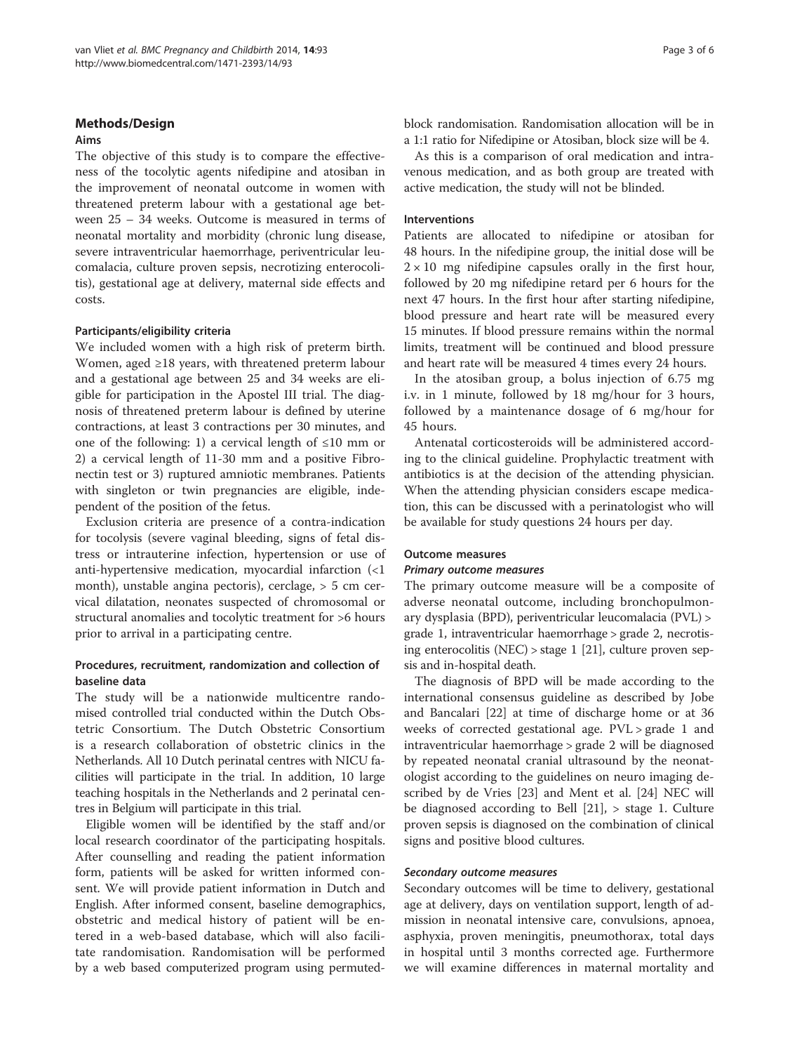## Methods/Design

### Aims

The objective of this study is to compare the effectiveness of the tocolytic agents nifedipine and atosiban in the improvement of neonatal outcome in women with threatened preterm labour with a gestational age between 25 – 34 weeks. Outcome is measured in terms of neonatal mortality and morbidity (chronic lung disease, severe intraventricular haemorrhage, periventricular leucomalacia, culture proven sepsis, necrotizing enterocolitis), gestational age at delivery, maternal side effects and costs.

#### Participants/eligibility criteria

We included women with a high risk of preterm birth. Women, aged ≥18 years, with threatened preterm labour and a gestational age between 25 and 34 weeks are eligible for participation in the Apostel III trial. The diagnosis of threatened preterm labour is defined by uterine contractions, at least 3 contractions per 30 minutes, and one of the following: 1) a cervical length of ≤10 mm or 2) a cervical length of 11-30 mm and a positive Fibronectin test or 3) ruptured amniotic membranes. Patients with singleton or twin pregnancies are eligible, independent of the position of the fetus.

Exclusion criteria are presence of a contra-indication for tocolysis (severe vaginal bleeding, signs of fetal distress or intrauterine infection, hypertension or use of anti-hypertensive medication, myocardial infarction (<1 month), unstable angina pectoris), cerclage, > 5 cm cervical dilatation, neonates suspected of chromosomal or structural anomalies and tocolytic treatment for >6 hours prior to arrival in a participating centre.

#### Procedures, recruitment, randomization and collection of baseline data

The study will be a nationwide multicentre randomised controlled trial conducted within the Dutch Obstetric Consortium. The Dutch Obstetric Consortium is a research collaboration of obstetric clinics in the Netherlands. All 10 Dutch perinatal centres with NICU facilities will participate in the trial. In addition, 10 large teaching hospitals in the Netherlands and 2 perinatal centres in Belgium will participate in this trial.

Eligible women will be identified by the staff and/or local research coordinator of the participating hospitals. After counselling and reading the patient information form, patients will be asked for written informed consent. We will provide patient information in Dutch and English. After informed consent, baseline demographics, obstetric and medical history of patient will be entered in a web-based database, which will also facilitate randomisation. Randomisation will be performed by a web based computerized program using permuted-block randomisation. Randomisation allocation will be in a 1:1 ratio for Nifedipine or Atosiban, block size will be 4.

As this is a comparison of oral medication and intravenous medication, and as both group are treated with active medication, the study will not be blinded.

#### Interventions

Patients are allocated to nifedipine or atosiban for 48 hours. In the nifedipine group, the initial dose will be 2 × 10 mg nifedipine capsules orally in the first hour, followed by 20 mg nifedipine retard per 6 hours for the next 47 hours. In the first hour after starting nifedipine, blood pressure and heart rate will be measured every 15 minutes. If blood pressure remains within the normal limits, treatment will be continued and blood pressure and heart rate will be measured 4 times every 24 hours.

In the atosiban group, a bolus injection of 6.75 mg i.v. in 1 minute, followed by 18 mg/hour for 3 hours, followed by a maintenance dosage of 6 mg/hour for 45 hours.

Antenatal corticosteroids will be administered according to the clinical guideline. Prophylactic treatment with antibiotics is at the decision of the attending physician. When the attending physician considers escape medication, this can be discussed with a perinatologist who will be available for study questions 24 hours per day.

#### Outcome measures

##### *Primary outcome measures*

The primary outcome measure will be a composite of adverse neonatal outcome, including bronchopulmonary dysplasia (BPD), periventricular leucomalacia (PVL) > grade 1, intraventricular haemorrhage > grade 2, necrotising enterocolitis (NEC) > stage 1 [21], culture proven sepsis and in-hospital death.

The diagnosis of BPD will be made according to the international consensus guideline as described by Jobe and Bancalari [22] at time of discharge home or at 36 weeks of corrected gestational age. PVL > grade 1 and intraventricular haemorrhage > grade 2 will be diagnosed by repeated neonatal cranial ultrasound by the neonatologist according to the guidelines on neuro imaging described by de Vries [23] and Ment et al. [24] NEC will be diagnosed according to Bell [21], > stage 1. Culture proven sepsis is diagnosed on the combination of clinical signs and positive blood cultures.

##### *Secondary outcome measures*

Secondary outcomes will be time to delivery, gestational age at delivery, days on ventilation support, length of admission in neonatal intensive care, convulsions, apnoea, asphyxia, proven meningitis, pneumothorax, total days in hospital until 3 months corrected age. Furthermore we will examine differences in maternal mortality and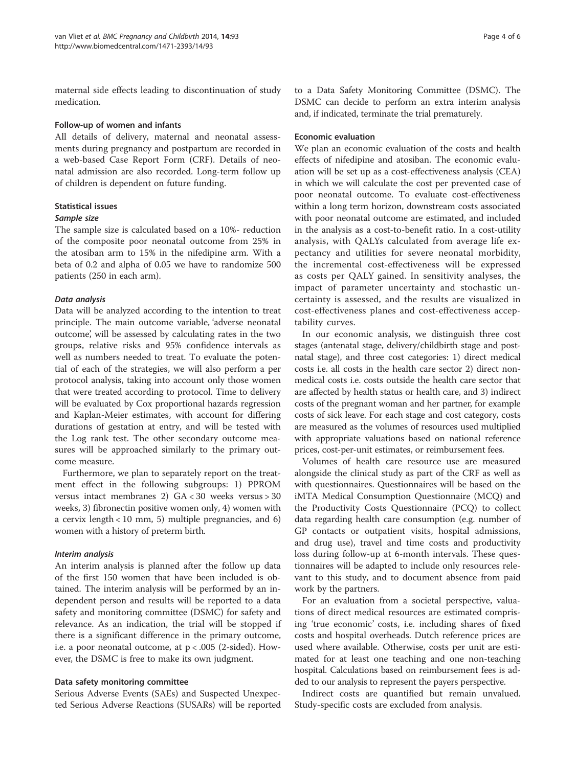maternal side effects leading to discontinuation of study medication.

### Follow-up of women and infants

All details of delivery, maternal and neonatal assessments during pregnancy and postpartum are recorded in a web-based Case Report Form (CRF). Details of neonatal admission are also recorded. Long-term follow up of children is dependent on future funding.

### Statistical issues

#### *Sample size*

The sample size is calculated based on a 10%- reduction of the composite poor neonatal outcome from 25% in the atosiban arm to 15% in the nifedipine arm. With a beta of 0.2 and alpha of 0.05 we have to randomize 500 patients (250 in each arm).

#### *Data analysis*

Data will be analyzed according to the intention to treat principle. The main outcome variable, 'adverse neonatal outcome', will be assessed by calculating rates in the two groups, relative risks and 95% confidence intervals as well as numbers needed to treat. To evaluate the potential of each of the strategies, we will also perform a per protocol analysis, taking into account only those women that were treated according to protocol. Time to delivery will be evaluated by Cox proportional hazards regression and Kaplan-Meier estimates, with account for differing durations of gestation at entry, and will be tested with the Log rank test. The other secondary outcome measures will be approached similarly to the primary outcome measure.

Furthermore, we plan to separately report on the treatment effect in the following subgroups: 1) PPROM versus intact membranes 2) GA < 30 weeks versus > 30 weeks, 3) fibronectin positive women only, 4) women with a cervix length < 10 mm, 5) multiple pregnancies, and 6) women with a history of preterm birth.

#### *Interim analysis*

An interim analysis is planned after the follow up data of the first 150 women that have been included is obtained. The interim analysis will be performed by an independent person and results will be reported to a data safety and monitoring committee (DSMC) for safety and relevance. As an indication, the trial will be stopped if there is a significant difference in the primary outcome, i.e. a poor neonatal outcome, at $p < .005$ (2-sided). However, the DSMC is free to make its own judgment.

### Data safety monitoring committee

Serious Adverse Events (SAEs) and Suspected Unexpected Serious Adverse Reactions (SUSARs) will be reported to a Data Safety Monitoring Committee (DSMC). The DSMC can decide to perform an extra interim analysis and, if indicated, terminate the trial prematurely.

### Economic evaluation

We plan an economic evaluation of the costs and health effects of nifedipine and atosiban. The economic evaluation will be set up as a cost-effectiveness analysis (CEA) in which we will calculate the cost per prevented case of poor neonatal outcome. To evaluate cost-effectiveness within a long term horizon, downstream costs associated with poor neonatal outcome are estimated, and included in the analysis as a cost-to-benefit ratio. In a cost-utility analysis, with QALYs calculated from average life expectancy and utilities for severe neonatal morbidity, the incremental cost-effectiveness will be expressed as costs per QALY gained. In sensitivity analyses, the impact of parameter uncertainty and stochastic uncertainty is assessed, and the results are visualized in cost-effectiveness planes and cost-effectiveness acceptability curves.

In our economic analysis, we distinguish three cost stages (antenatal stage, delivery/childbirth stage and postnatal stage), and three cost categories: 1) direct medical costs i.e. all costs in the health care sector 2) direct non-medical costs i.e. costs outside the health care sector that are affected by health status or health care, and 3) indirect costs of the pregnant woman and her partner, for example costs of sick leave. For each stage and cost category, costs are measured as the volumes of resources used multiplied with appropriate valuations based on national reference prices, cost-per-unit estimates, or reimbursement fees.

Volumes of health care resource use are measured alongside the clinical study as part of the CRF as well as with questionnaires. Questionnaires will be based on the iMTA Medical Consumption Questionnaire (MCQ) and the Productivity Costs Questionnaire (PCQ) to collect data regarding health care consumption (e.g. number of GP contacts or outpatient visits, hospital admissions, and drug use), travel and time costs and productivity loss during follow-up at 6-month intervals. These questionnaires will be adapted to include only resources relevant to this study, and to document absence from paid work by the partners.

For an evaluation from a societal perspective, valuations of direct medical resources are estimated comprising 'true economic' costs, i.e. including shares of fixed costs and hospital overheads. Dutch reference prices are used where available. Otherwise, costs per unit are estimated for at least one teaching and one non-teaching hospital. Calculations based on reimbursement fees is added to our analysis to represent the payers perspective.

Indirect costs are quantified but remain unvalued. Study-specific costs are excluded from analysis.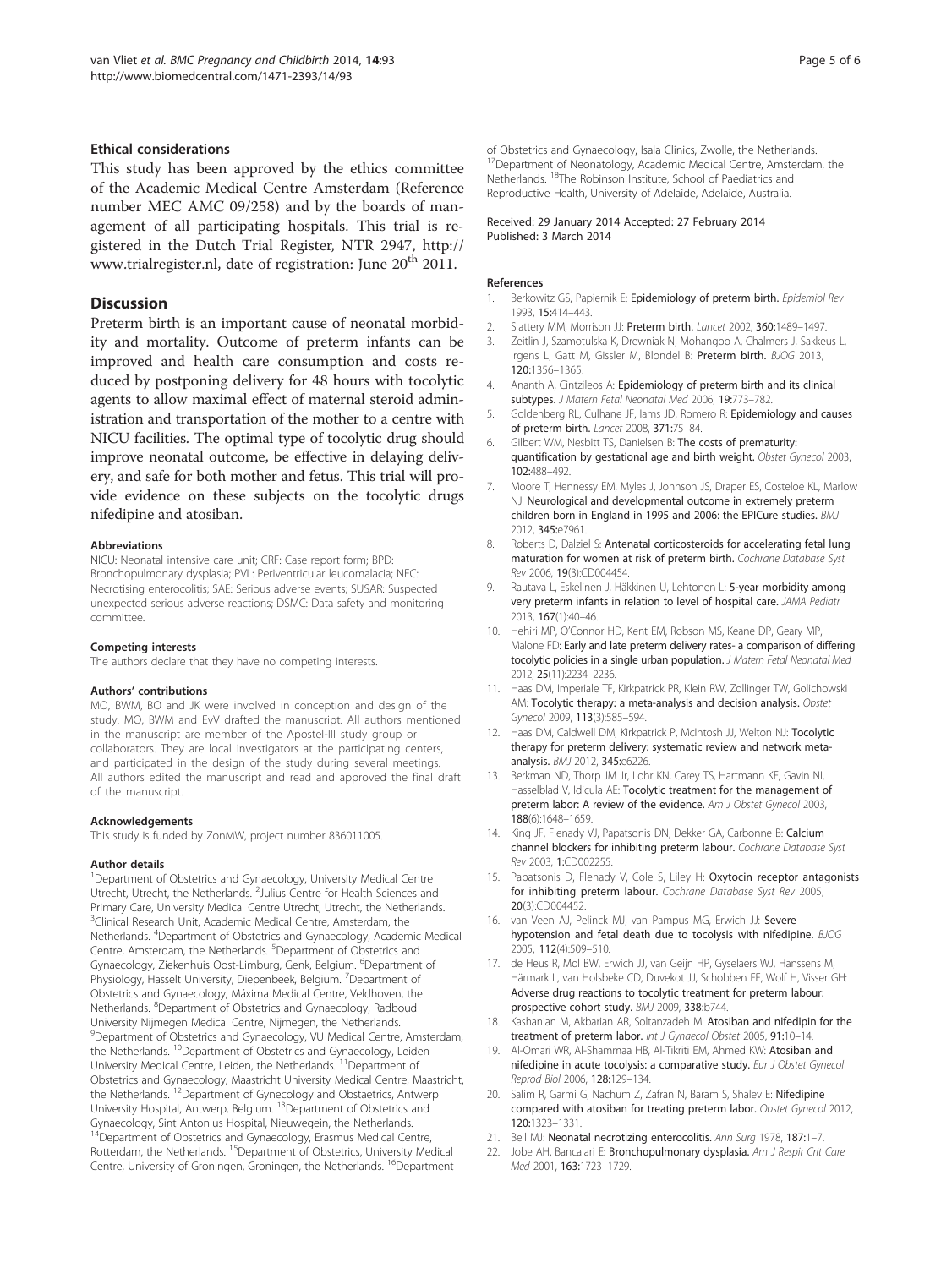### Ethical considerations

This study has been approved by the ethics committee of the Academic Medical Centre Amsterdam (Reference number MEC AMC 09/258) and by the boards of management of all participating hospitals. This trial is registered in the Dutch Trial Register, NTR 2947, http://www.trialregister.nl, date of registration: June 20th 2011.

## Discussion

Preterm birth is an important cause of neonatal morbidity and mortality. Outcome of preterm infants can be improved and health care consumption and costs reduced by postponing delivery for 48 hours with tocolytic agents to allow maximal effect of maternal steroid administration and transportation of the mother to a centre with NICU facilities. The optimal type of tocolytic drug should improve neonatal outcome, be effective in delaying delivery, and safe for both mother and fetus. This trial will provide evidence on these subjects on the tocolytic drugs nifedipine and atosiban.

#### Abbreviations

NICU: Neonatal intensive care unit; CRF: Case report form; BPD: Bronchopulmonary dysplasia; PVL: Periventricular leucomalacia; NEC: Necrotising enterocolitis; SAE: Serious adverse events; SUSAR: Suspected unexpected serious adverse reactions; DSMC: Data safety and monitoring committee.

#### Competing interests

The authors declare that they have no competing interests.

#### Authors' contributions

MO, BWM, BO and JK were involved in conception and design of the study. MO, BWM and EvV drafted the manuscript. All authors mentioned in the manuscript are member of the Apostel-III study group or collaborators. They are local investigators at the participating centers, and participated in the design of the study during several meetings. All authors edited the manuscript and read and approved the final draft of the manuscript.

#### Acknowledgements

This study is funded by ZonMW, project number 836011005.

#### Author details

[1]Department of Obstetrics and Gynaecology, University Medical Centre Utrecht, Utrecht, the Netherlands. [2]Julius Centre for Health Sciences and Primary Care, University Medical Centre Utrecht, Utrecht, the Netherlands. [3]Clinical Research Unit, Academic Medical Centre, Amsterdam, the Netherlands. [4]Department of Obstetrics and Gynaecology, Academic Medical Centre, Amsterdam, the Netherlands. [5]Department of Obstetrics and Gynaecology, Ziekenhuis Oost-Limburg, Genk, Belgium. [6]Department of Physiology, Hasselt University, Diepenbeek, Belgium. [7]Department of Obstetrics and Gynaecology, Máxima Medical Centre, Veldhoven, the Netherlands. [8]Department of Obstetrics and Gynaecology, Radboud University Nijmegen Medical Centre, Nijmegen, the Netherlands. [9]Department of Obstetrics and Gynaecology, VU Medical Centre, Amsterdam, the Netherlands. [10]Department of Obstetrics and Gynaecology, Leiden University Medical Centre, Leiden, the Netherlands. [11]Department of Obstetrics and Gynaecology, Maastricht University Medical Centre, Maastricht, the Netherlands. [12]Department of Gynecology and Obstaetrics, Antwerp University Hospital, Antwerp, Belgium. [13]Department of Obstetrics and Gynaecology, Sint Antonius Hospital, Nieuwegein, the Netherlands. [14]Department of Obstetrics and Gynaecology, Erasmus Medical Centre, Rotterdam, the Netherlands. [15]Department of Obstetrics, University Medical Centre, University of Groningen, Groningen, the Netherlands. [16]Department of Obstetrics and Gynaecology, Isala Clinics, Zwolle, the Netherlands. [17]Department of Neonatology, Academic Medical Centre, Amsterdam, the Netherlands. [18]The Robinson Institute, School of Paediatrics and Reproductive Health, University of Adelaide, Adelaide, Australia.

Received: 29 January 2014 Accepted: 27 February 2014
Published: 3 March 2014

#### References

1. Berkowitz GS, Papiernik E: **Epidemiology of preterm birth.** *Epidemiol Rev* 1993, **15**:414–443.
2. Slattery MM, Morrison JJ: **Preterm birth.** *Lancet* 2002, **360**:1489–1497.
3. Zeitlin J, Szamotulska K, Drewniak N, Mohangoo A, Chalmers J, Sakkeus L, Irgens L, Gatt M, Gissler M, Blondel B: **Preterm birth.** *BJOG* 2013, **120**:1356–1365.
4. Ananth A, Cintzileos A: **Epidemiology of preterm birth and its clinical subtypes.** *J Matern Fetal Neonatal Med* 2006, **19**:773–782.
5. Goldenberg RL, Culhane JF, Iams JD, Romero R: **Epidemiology and causes of preterm birth.** *Lancet* 2008, **371**:75–84.
6. Gilbert WM, Nesbitt TS, Danielsen B: **The costs of prematurity: quantification by gestational age and birth weight.** *Obstet Gynecol* 2003, **102**:488–492.
7. Moore T, Hennessy EM, Myles J, Johnson JS, Draper ES, Costeloe KL, Marlow NJ: **Neurological and developmental outcome in extremely preterm children born in England in 1995 and 2006: the EPICure studies.** *BMJ* 2012, **345**:e7961.
8. Roberts D, Dalziel S: **Antenatal corticosteroids for accelerating fetal lung maturation for women at risk of preterm birth.** *Cochrane Database Syst Rev* 2006, **19**(3):CD004454.
9. Rautava L, Eskelinen J, Häkkinen U, Lehtonen L: **5-year morbidity among very preterm infants in relation to level of hospital care.** *JAMA Pediatr* 2013, **167**(1):40–46.
10. Hehiri MP, O'Connor HD, Kent EM, Robson MS, Keane DP, Geary MP, Malone FD: **Early and late preterm delivery rates- a comparison of differing tocolytic policies in a single urban population.** *J Matern Fetal Neonatal Med* 2012, **25**(11):2234–2236.
11. Haas DM, Imperiale TF, Kirkpatrick PR, Klein RW, Zollinger TW, Golichowski AM: **Tocolytic therapy: a meta-analysis and decision analysis.** *Obstet Gynecol* 2009, **113**(3):585–594.
12. Haas DM, Caldwell DM, Kirkpatrick P, McIntosh JJ, Welton NJ: **Tocolytic therapy for preterm delivery: systematic review and network meta-analysis.** *BMJ* 2012, **345**:e6226.
13. Berkman ND, Thorp JM Jr, Lohr KN, Carey TS, Hartmann KE, Gavin NI, Hasselblad V, Idicula AE: **Tocolytic treatment for the management of preterm labor: A review of the evidence.** *Am J Obstet Gynecol* 2003, **188**(6):1648–1659.
14. King JF, Flenady VJ, Papatsonis DN, Dekker GA, Carbonne B: **Calcium channel blockers for inhibiting preterm labour.** *Cochrane Database Syst Rev* 2003, **1**:CD002255.
15. Papatsonis D, Flenady V, Cole S, Liley H: **Oxytocin receptor antagonists for inhibiting preterm labour.** *Cochrane Database Syst Rev* 2005, **20**(3):CD004452.
16. van Veen AJ, Pelinck MJ, van Pampus MG, Erwich JJ: **Severe hypotension and fetal death due to tocolysis with nifedipine.** *BJOG* 2005, **112**(4):509–510.
17. de Heus R, Mol BW, Erwich JJ, van Geijn HP, Gyselaers WJ, Hanssens M, Härmark L, van Holsbeke CD, Duvekot JJ, Schobben FF, Wolf H, Visser GH: **Adverse drug reactions to tocolytic treatment for preterm labour: prospective cohort study.** *BMJ* 2009, **338**:b744.
18. Kashanian M, Akbarian AR, Soltanzadeh M: **Atosiban and nifedipin for the treatment of preterm labor.** *Int J Gynaecol Obstet* 2005, **91**:10–14.
19. Al-Omari WR, Al-Shammaa HB, Al-Tikriti EM, Ahmed KW: **Atosiban and nifedipine in acute tocolysis: a comparative study.** *Eur J Obstet Gynecol Reprod Biol* 2006, **128**:129–134.
20. Salim R, Garmi G, Nachum Z, Zafran N, Baram S, Shalev E: **Nifedipine compared with atosiban for treating preterm labor.** *Obstet Gynecol* 2012, **120**:1323–1331.
21. Bell MJ: **Neonatal necrotizing enterocolitis.** *Ann Surg* 1978, **187**:1–7.
22. Jobe AH, Bancalari E: **Bronchopulmonary dysplasia.** *Am J Respir Crit Care Med* 2001, **163**:1723–1729.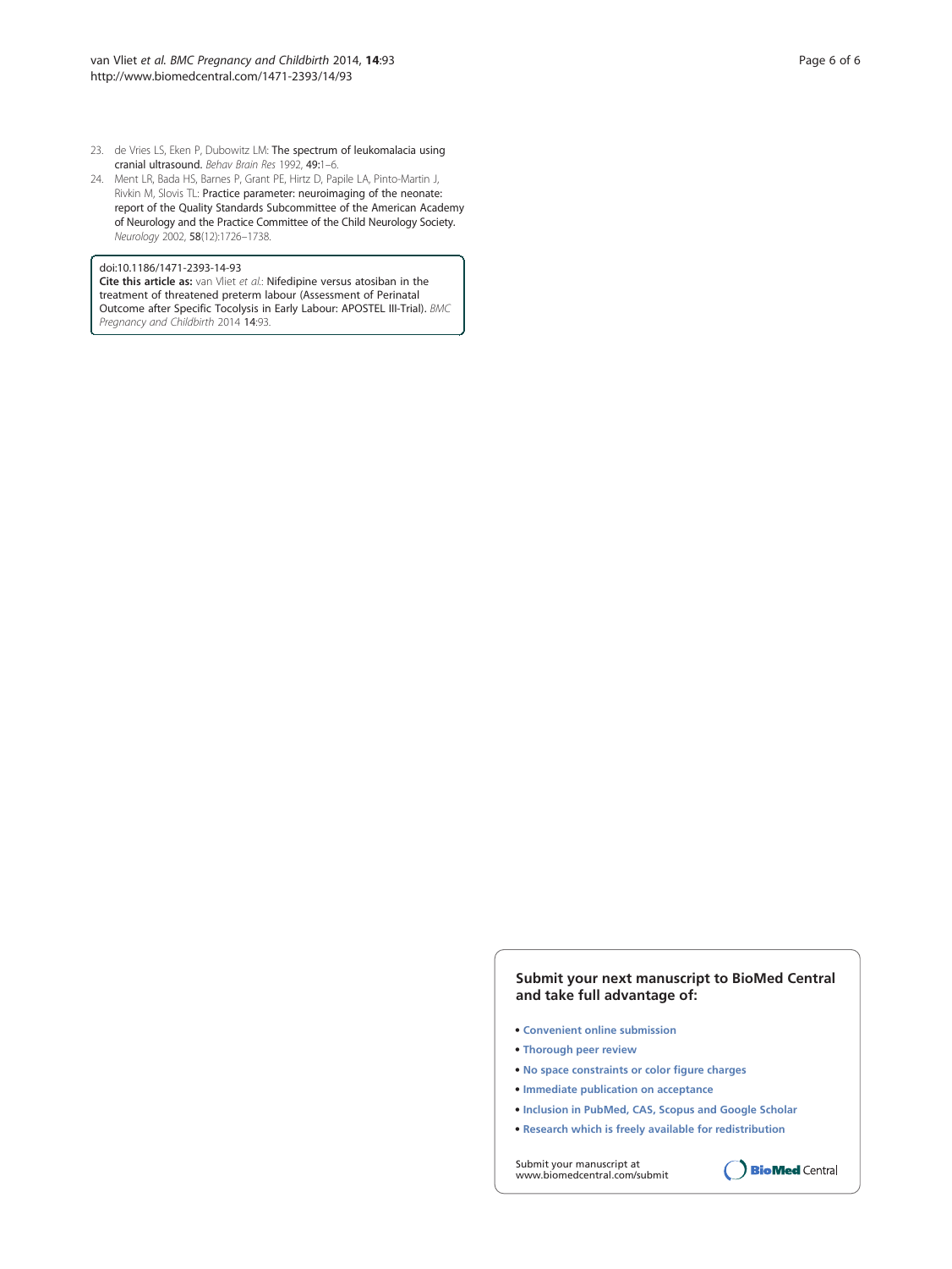23. de Vries LS, Eken P, Dubowitz LM: The spectrum of leukomalacia using cranial ultrasound. *Behav Brain Res* 1992, **49**:1–6.
24. Ment LR, Bada HS, Barnes P, Grant PE, Hirtz D, Papile LA, Pinto-Martin J, Rivkin M, Slovis TL: Practice parameter: neuroimaging of the neonate: report of the Quality Standards Subcommittee of the American Academy of Neurology and the Practice Committee of the Child Neurology Society. *Neurology* 2002, **58**(12):1726–1738.

doi:10.1186/1471-2393-14-93

**Cite this article as:** van Vliet *et al.*: Nifedipine versus atosiban in the treatment of threatened preterm labour (Assessment of Perinatal Outcome after Specific Tocolysis in Early Labour: APOSTEL III-Trial). *BMC Pregnancy and Childbirth* 2014 **14**:93.

**Submit your next manuscript to BioMed Central and take full advantage of:**

- **Convenient online submission**
- **Thorough peer review**
- **No space constraints or color figure charges**
- **Immediate publication on acceptance**
- **Inclusion in PubMed, CAS, Scopus and Google Scholar**
- **Research which is freely available for redistribution**

Submit your manuscript at
www.biomedcentral.com/submit

BioMed Central